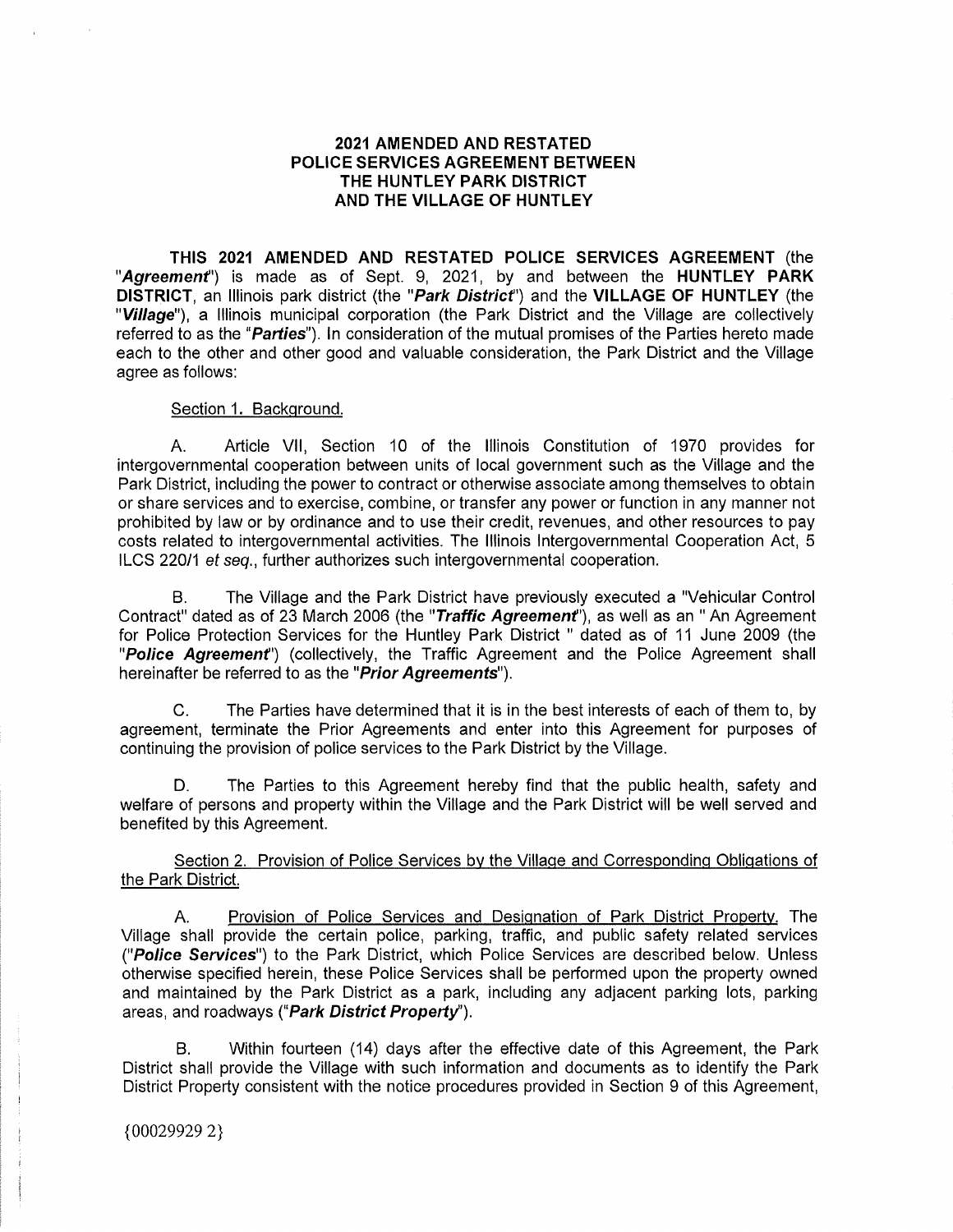# 2021 AMENDED AND RESTATED POLICE SERVICES AGREEMENT BETWEEN THE HUNTLEY PARK DISTRICT AND THE VILLAGE OF HUNTLEY

**THIS 2021 AMENDED AND RESTATED POLICE SERVICES AGREEMENT** (the "***Agreement***") is made as of Sept. 9, 2021, by and between the **HUNTLEY PARK DISTRICT**, an Illinois park district (the "***Park District***") and the **VILLAGE OF HUNTLEY** (the "***Village***"), a Illinois municipal corporation (the Park District and the Village are collectively referred to as the "***Parties***"). In consideration of the mutual promises of the Parties hereto made each to the other and other good and valuable consideration, the Park District and the Village agree as follows:

Section 1. Background.

A. Article VII, Section 10 of the Illinois Constitution of 1970 provides for intergovernmental cooperation between units of local government such as the Village and the Park District, including the power to contract or otherwise associate among themselves to obtain or share services and to exercise, combine, or transfer any power or function in any manner not prohibited by law or by ordinance and to use their credit, revenues, and other resources to pay costs related to intergovernmental activities. The Illinois Intergovernmental Cooperation Act, 5 ILCS 220/1 *et seq.*, further authorizes such intergovernmental cooperation.

B. The Village and the Park District have previously executed a "Vehicular Control Contract" dated as of 23 March 2006 (the "***Traffic Agreement***"), as well as an " An Agreement for Police Protection Services for the Huntley Park District " dated as of 11 June 2009 (the "***Police Agreement***") (collectively, the Traffic Agreement and the Police Agreement shall hereinafter be referred to as the "***Prior Agreements***").

C. The Parties have determined that it is in the best interests of each of them to, by agreement, terminate the Prior Agreements and enter into this Agreement for purposes of continuing the provision of police services to the Park District by the Village.

D. The Parties to this Agreement hereby find that the public health, safety and welfare of persons and property within the Village and the Park District will be well served and benefited by this Agreement.

Section 2. Provision of Police Services by the Village and Corresponding Obligations of the Park District.

A. Provision of Police Services and Designation of Park District Property. The Village shall provide the certain police, parking, traffic, and public safety related services ("***Police Services***") to the Park District, which Police Services are described below. Unless otherwise specified herein, these Police Services shall be performed upon the property owned and maintained by the Park District as a park, including any adjacent parking lots, parking areas, and roadways ("***Park District Property***").

B. Within fourteen (14) days after the effective date of this Agreement, the Park District shall provide the Village with such information and documents as to identify the Park District Property consistent with the notice procedures provided in Section 9 of this Agreement,

{00029929 2}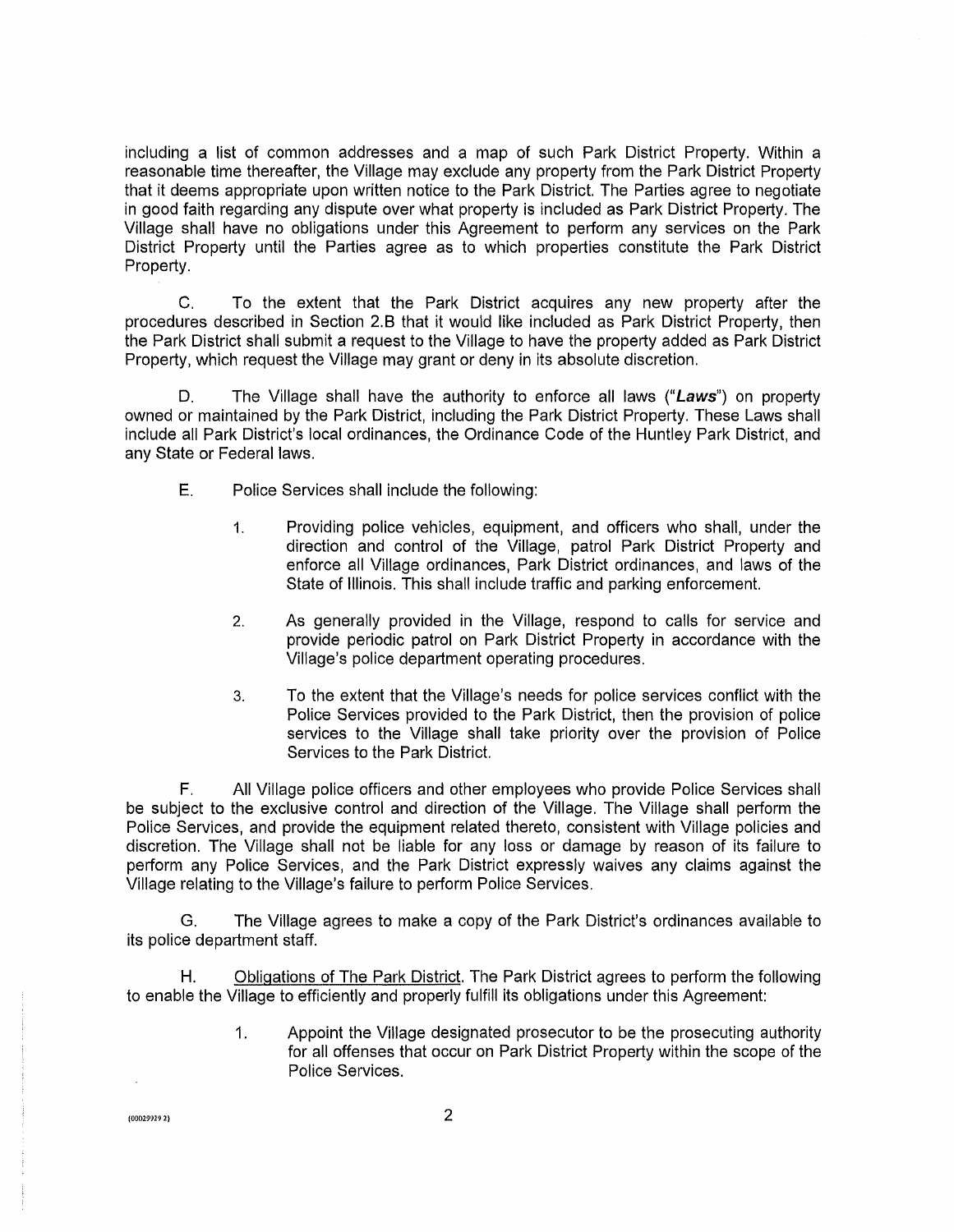including a list of common addresses and a map of such Park District Property. Within a reasonable time thereafter, the Village may exclude any property from the Park District Property that it deems appropriate upon written notice to the Park District. The Parties agree to negotiate in good faith regarding any dispute over what property is included as Park District Property. The Village shall have no obligations under this Agreement to perform any services on the Park District Property until the Parties agree as to which properties constitute the Park District Property.

C. To the extent that the Park District acquires any new property after the procedures described in Section 2.B that it would like included as Park District Property, then the Park District shall submit a request to the Village to have the property added as Park District Property, which request the Village may grant or deny in its absolute discretion.

D. The Village shall have the authority to enforce all laws ("***Laws***") on property owned or maintained by the Park District, including the Park District Property. These Laws shall include all Park District's local ordinances, the Ordinance Code of the Huntley Park District, and any State or Federal laws.

E. Police Services shall include the following:

1. Providing police vehicles, equipment, and officers who shall, under the direction and control of the Village, patrol Park District Property and enforce all Village ordinances, Park District ordinances, and laws of the State of Illinois. This shall include traffic and parking enforcement.

2. As generally provided in the Village, respond to calls for service and provide periodic patrol on Park District Property in accordance with the Village's police department operating procedures.

3. To the extent that the Village's needs for police services conflict with the Police Services provided to the Park District, then the provision of police services to the Village shall take priority over the provision of Police Services to the Park District.

F. All Village police officers and other employees who provide Police Services shall be subject to the exclusive control and direction of the Village. The Village shall perform the Police Services, and provide the equipment related thereto, consistent with Village policies and discretion. The Village shall not be liable for any loss or damage by reason of its failure to perform any Police Services, and the Park District expressly waives any claims against the Village relating to the Village's failure to perform Police Services.

G. The Village agrees to make a copy of the Park District's ordinances available to its police department staff.

H. Obligations of The Park District. The Park District agrees to perform the following to enable the Village to efficiently and properly fulfill its obligations under this Agreement:

1. Appoint the Village designated prosecutor to be the prosecuting authority for all offenses that occur on Park District Property within the scope of the Police Services.

{00029929 2}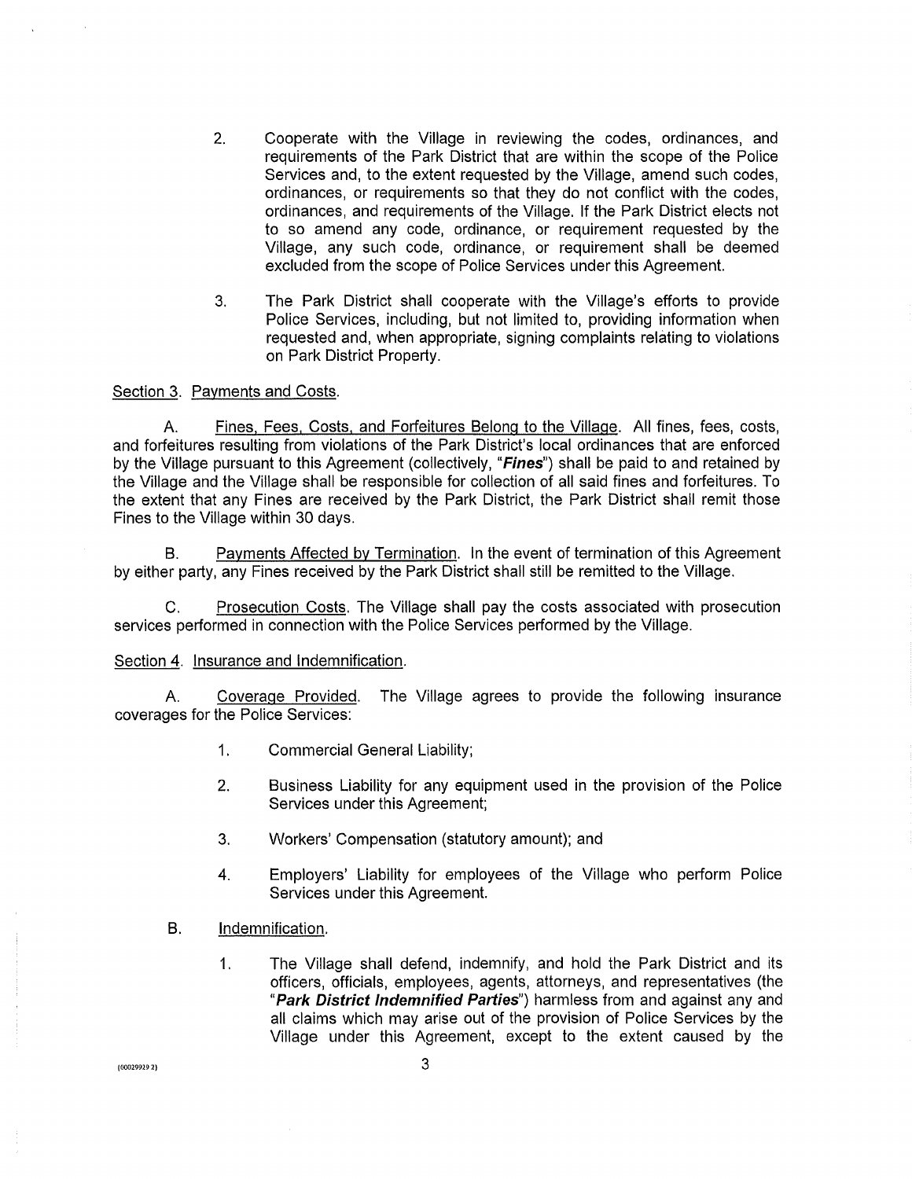2. Cooperate with the Village in reviewing the codes, ordinances, and requirements of the Park District that are within the scope of the Police Services and, to the extent requested by the Village, amend such codes, ordinances, or requirements so that they do not conflict with the codes, ordinances, and requirements of the Village. If the Park District elects not to so amend any code, ordinance, or requirement requested by the Village, any such code, ordinance, or requirement shall be deemed excluded from the scope of Police Services under this Agreement.

3. The Park District shall cooperate with the Village's efforts to provide Police Services, including, but not limited to, providing information when requested and, when appropriate, signing complaints relating to violations on Park District Property.

Section 3. Payments and Costs.

A. Fines, Fees, Costs, and Forfeitures Belong to the Village. All fines, fees, costs, and forfeitures resulting from violations of the Park District's local ordinances that are enforced by the Village pursuant to this Agreement (collectively, "***Fines***") shall be paid to and retained by the Village and the Village shall be responsible for collection of all said fines and forfeitures. To the extent that any Fines are received by the Park District, the Park District shall remit those Fines to the Village within 30 days.

B. Payments Affected by Termination. In the event of termination of this Agreement by either party, any Fines received by the Park District shall still be remitted to the Village.

C. Prosecution Costs. The Village shall pay the costs associated with prosecution services performed in connection with the Police Services performed by the Village.

Section 4. Insurance and Indemnification.

A. Coverage Provided. The Village agrees to provide the following insurance coverages for the Police Services:

1. Commercial General Liability;

2. Business Liability for any equipment used in the provision of the Police Services under this Agreement;

3. Workers' Compensation (statutory amount); and

4. Employers' Liability for employees of the Village who perform Police Services under this Agreement.

B. Indemnification.

1. The Village shall defend, indemnify, and hold the Park District and its officers, officials, employees, agents, attorneys, and representatives (the "***Park District Indemnified Parties***") harmless from and against any and all claims which may arise out of the provision of Police Services by the Village under this Agreement, except to the extent caused by the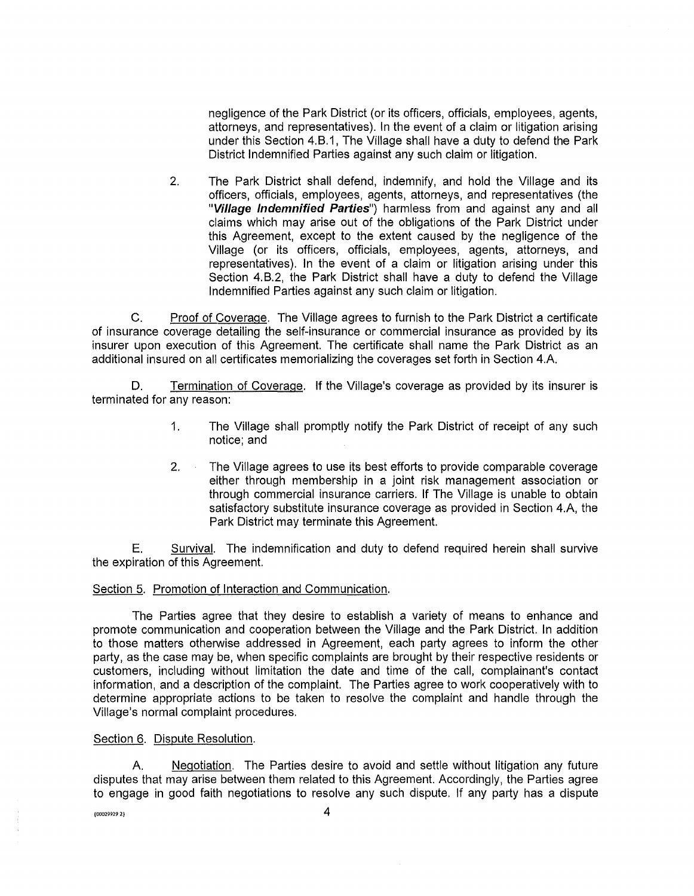negligence of the Park District (or its officers, officials, employees, agents, attorneys, and representatives). In the event of a claim or litigation arising under this Section 4.B.1, The Village shall have a duty to defend the Park District Indemnified Parties against any such claim or litigation.

2. The Park District shall defend, indemnify, and hold the Village and its officers, officials, employees, agents, attorneys, and representatives (the "***Village Indemnified Parties***") harmless from and against any and all claims which may arise out of the obligations of the Park District under this Agreement, except to the extent caused by the negligence of the Village (or its officers, officials, employees, agents, attorneys, and representatives). In the event of a claim or litigation arising under this Section 4.B.2, the Park District shall have a duty to defend the Village Indemnified Parties against any such claim or litigation.

C. Proof of Coverage. The Village agrees to furnish to the Park District a certificate of insurance coverage detailing the self-insurance or commercial insurance as provided by its insurer upon execution of this Agreement. The certificate shall name the Park District as an additional insured on all certificates memorializing the coverages set forth in Section 4.A.

D. Termination of Coverage. If the Village's coverage as provided by its insurer is terminated for any reason:

1. The Village shall promptly notify the Park District of receipt of any such notice; and

2. The Village agrees to use its best efforts to provide comparable coverage either through membership in a joint risk management association or through commercial insurance carriers. If The Village is unable to obtain satisfactory substitute insurance coverage as provided in Section 4.A, the Park District may terminate this Agreement.

E. Survival. The indemnification and duty to defend required herein shall survive the expiration of this Agreement.

Section 5. Promotion of Interaction and Communication.

The Parties agree that they desire to establish a variety of means to enhance and promote communication and cooperation between the Village and the Park District. In addition to those matters otherwise addressed in Agreement, each party agrees to inform the other party, as the case may be, when specific complaints are brought by their respective residents or customers, including without limitation the date and time of the call, complainant's contact information, and a description of the complaint. The Parties agree to work cooperatively with to determine appropriate actions to be taken to resolve the complaint and handle through the Village's normal complaint procedures.

Section 6. Dispute Resolution.

A. Negotiation. The Parties desire to avoid and settle without litigation any future disputes that may arise between them related to this Agreement. Accordingly, the Parties agree to engage in good faith negotiations to resolve any such dispute. If any party has a dispute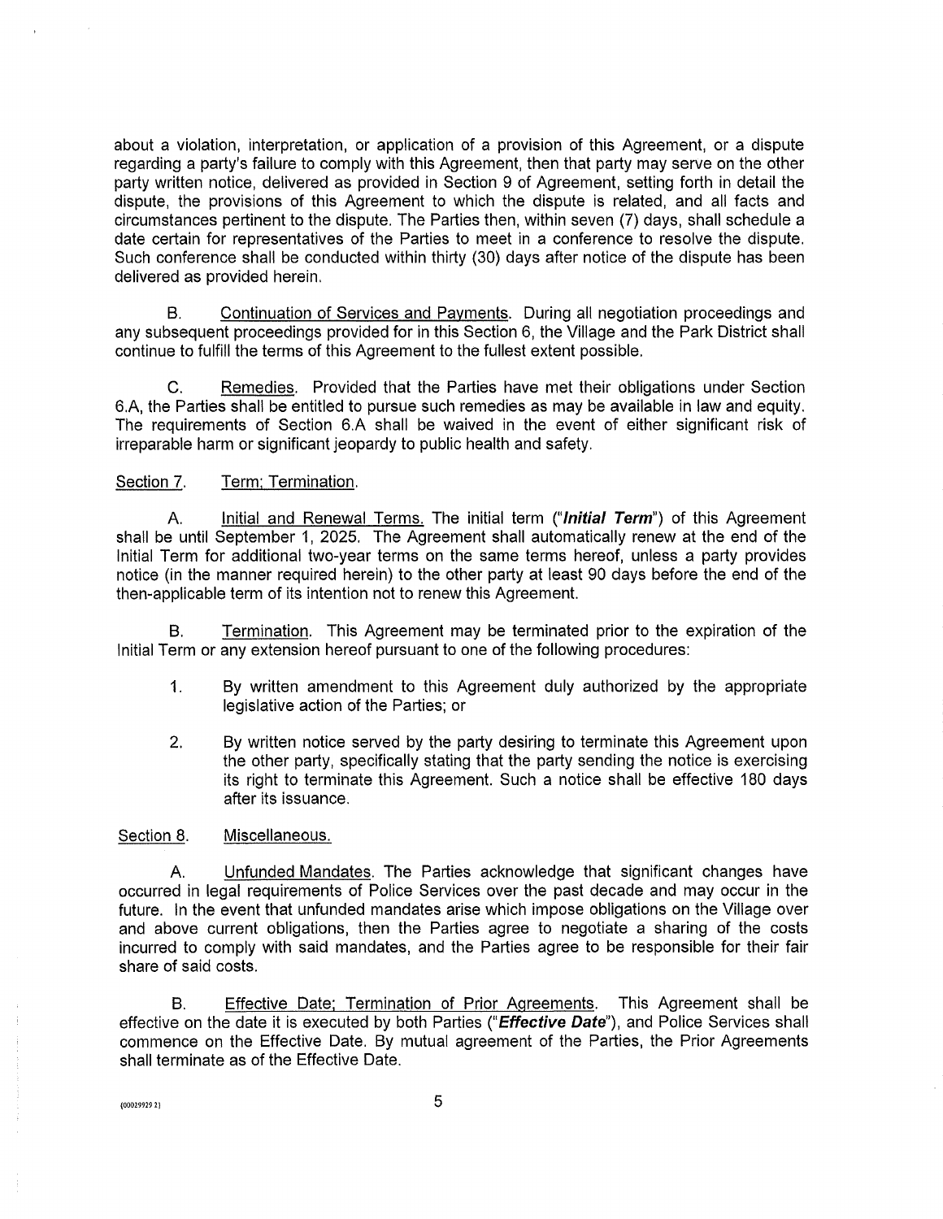about a violation, interpretation, or application of a provision of this Agreement, or a dispute regarding a party's failure to comply with this Agreement, then that party may serve on the other party written notice, delivered as provided in Section 9 of Agreement, setting forth in detail the dispute, the provisions of this Agreement to which the dispute is related, and all facts and circumstances pertinent to the dispute. The Parties then, within seven (7) days, shall schedule a date certain for representatives of the Parties to meet in a conference to resolve the dispute. Such conference shall be conducted within thirty (30) days after notice of the dispute has been delivered as provided herein.

B. Continuation of Services and Payments. During all negotiation proceedings and any subsequent proceedings provided for in this Section 6, the Village and the Park District shall continue to fulfill the terms of this Agreement to the fullest extent possible.

C. Remedies. Provided that the Parties have met their obligations under Section 6.A, the Parties shall be entitled to pursue such remedies as may be available in law and equity. The requirements of Section 6.A shall be waived in the event of either significant risk of irreparable harm or significant jeopardy to public health and safety.

Section 7. Term; Termination.

A. Initial and Renewal Terms. The initial term ("***Initial Term***") of this Agreement shall be until September 1, 2025. The Agreement shall automatically renew at the end of the Initial Term for additional two-year terms on the same terms hereof, unless a party provides notice (in the manner required herein) to the other party at least 90 days before the end of the then-applicable term of its intention not to renew this Agreement.

B. Termination. This Agreement may be terminated prior to the expiration of the Initial Term or any extension hereof pursuant to one of the following procedures:

1. By written amendment to this Agreement duly authorized by the appropriate legislative action of the Parties; or

2. By written notice served by the party desiring to terminate this Agreement upon the other party, specifically stating that the party sending the notice is exercising its right to terminate this Agreement. Such a notice shall be effective 180 days after its issuance.

Section 8. Miscellaneous.

A. Unfunded Mandates. The Parties acknowledge that significant changes have occurred in legal requirements of Police Services over the past decade and may occur in the future. In the event that unfunded mandates arise which impose obligations on the Village over and above current obligations, then the Parties agree to negotiate a sharing of the costs incurred to comply with said mandates, and the Parties agree to be responsible for their fair share of said costs.

B. Effective Date; Termination of Prior Agreements. This Agreement shall be effective on the date it is executed by both Parties ("***Effective Date***"), and Police Services shall commence on the Effective Date. By mutual agreement of the Parties, the Prior Agreements shall terminate as of the Effective Date.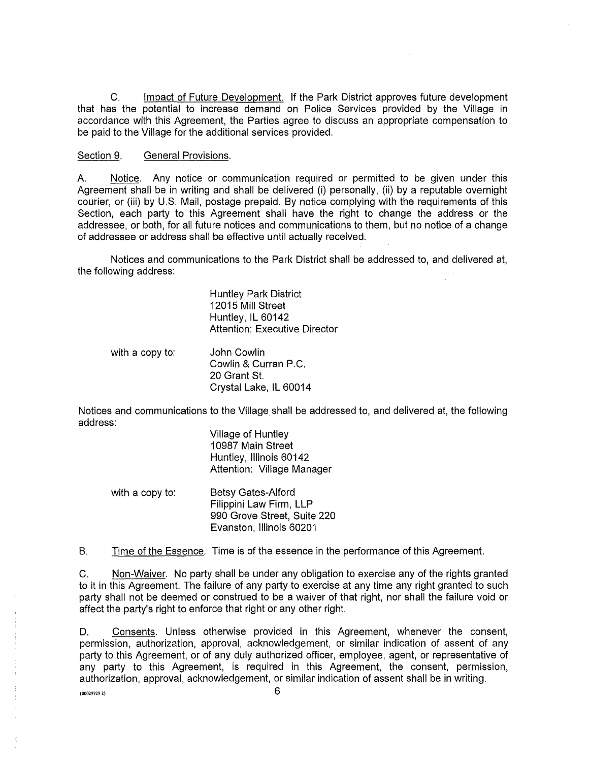C. Impact of Future Development. If the Park District approves future development that has the potential to increase demand on Police Services provided by the Village in accordance with this Agreement, the Parties agree to discuss an appropriate compensation to be paid to the Village for the additional services provided.

Section 9. General Provisions.

A. Notice. Any notice or communication required or permitted to be given under this Agreement shall be in writing and shall be delivered (i) personally, (ii) by a reputable overnight courier, or (iii) by U.S. Mail, postage prepaid. By notice complying with the requirements of this Section, each party to this Agreement shall have the right to change the address or the addressee, or both, for all future notices and communications to them, but no notice of a change of addressee or address shall be effective until actually received.

Notices and communications to the Park District shall be addressed to, and delivered at, the following address:

Huntley Park District
12015 Mill Street
Huntley, IL 60142
Attention: Executive Director

with a copy to:

John Cowlin
Cowlin & Curran P.C.
20 Grant St.
Crystal Lake, IL 60014

Notices and communications to the Village shall be addressed to, and delivered at, the following address:

Village of Huntley
10987 Main Street
Huntley, Illinois 60142
Attention: Village Manager

with a copy to:

Betsy Gates-Alford
Filippini Law Firm, LLP
990 Grove Street, Suite 220
Evanston, Illinois 60201

B. Time of the Essence. Time is of the essence in the performance of this Agreement.

C. Non-Waiver. No party shall be under any obligation to exercise any of the rights granted to it in this Agreement. The failure of any party to exercise at any time any right granted to such party shall not be deemed or construed to be a waiver of that right, nor shall the failure void or affect the party's right to enforce that right or any other right.

D. Consents. Unless otherwise provided in this Agreement, whenever the consent, permission, authorization, approval, acknowledgement, or similar indication of assent of any party to this Agreement, or of any duly authorized officer, employee, agent, or representative of any party to this Agreement, is required in this Agreement, the consent, permission, authorization, approval, acknowledgement, or similar indication of assent shall be in writing.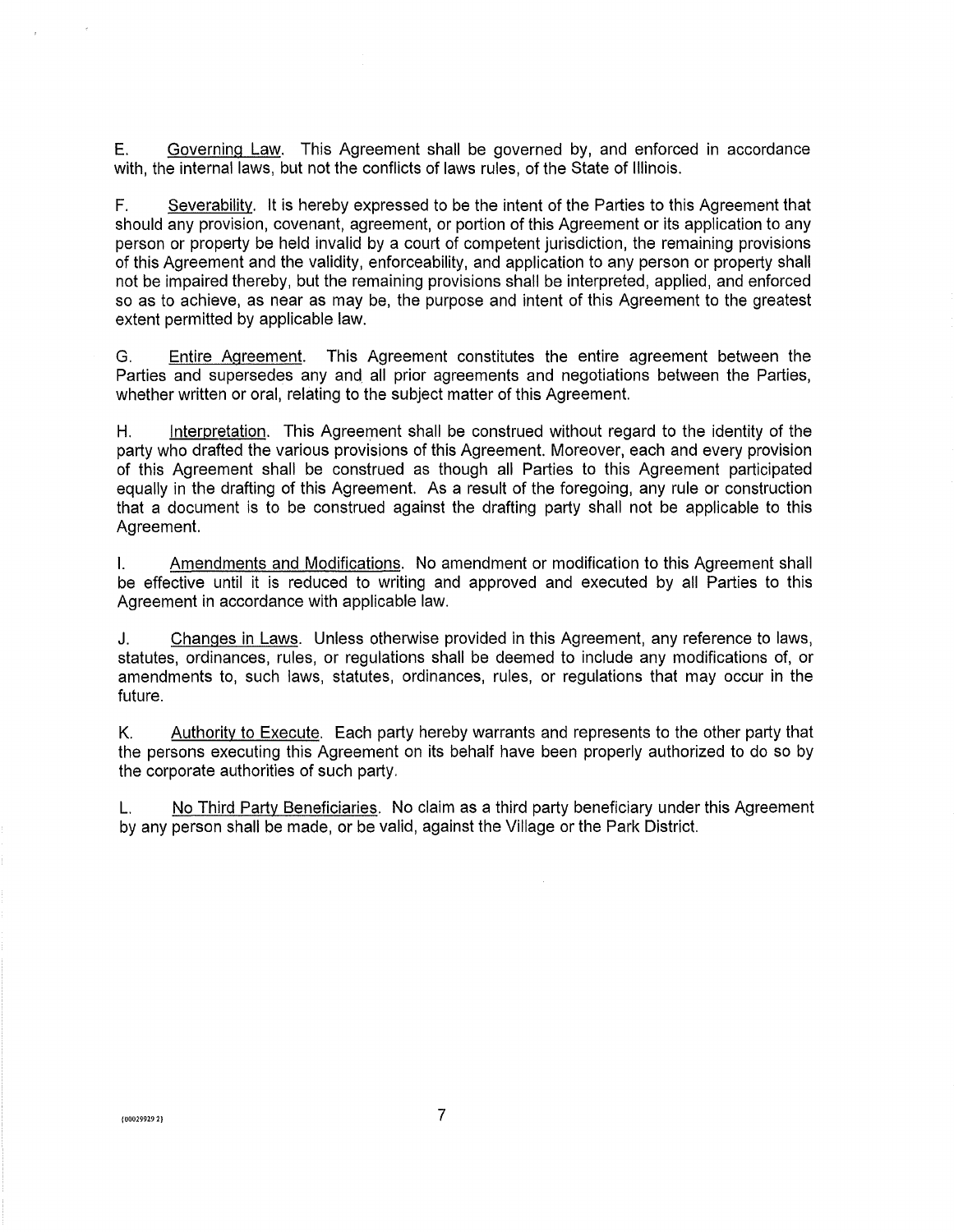E. Governing Law. This Agreement shall be governed by, and enforced in accordance with, the internal laws, but not the conflicts of laws rules, of the State of Illinois.

F. Severability. It is hereby expressed to be the intent of the Parties to this Agreement that should any provision, covenant, agreement, or portion of this Agreement or its application to any person or property be held invalid by a court of competent jurisdiction, the remaining provisions of this Agreement and the validity, enforceability, and application to any person or property shall not be impaired thereby, but the remaining provisions shall be interpreted, applied, and enforced so as to achieve, as near as may be, the purpose and intent of this Agreement to the greatest extent permitted by applicable law.

G. Entire Agreement. This Agreement constitutes the entire agreement between the Parties and supersedes any and all prior agreements and negotiations between the Parties, whether written or oral, relating to the subject matter of this Agreement.

H. Interpretation. This Agreement shall be construed without regard to the identity of the party who drafted the various provisions of this Agreement. Moreover, each and every provision of this Agreement shall be construed as though all Parties to this Agreement participated equally in the drafting of this Agreement. As a result of the foregoing, any rule or construction that a document is to be construed against the drafting party shall not be applicable to this Agreement.

I. Amendments and Modifications. No amendment or modification to this Agreement shall be effective until it is reduced to writing and approved and executed by all Parties to this Agreement in accordance with applicable law.

J. Changes in Laws. Unless otherwise provided in this Agreement, any reference to laws, statutes, ordinances, rules, or regulations shall be deemed to include any modifications of, or amendments to, such laws, statutes, ordinances, rules, or regulations that may occur in the future.

K. Authority to Execute. Each party hereby warrants and represents to the other party that the persons executing this Agreement on its behalf have been properly authorized to do so by the corporate authorities of such party.

L. No Third Party Beneficiaries. No claim as a third party beneficiary under this Agreement by any person shall be made, or be valid, against the Village or the Park District.

{00029929 2}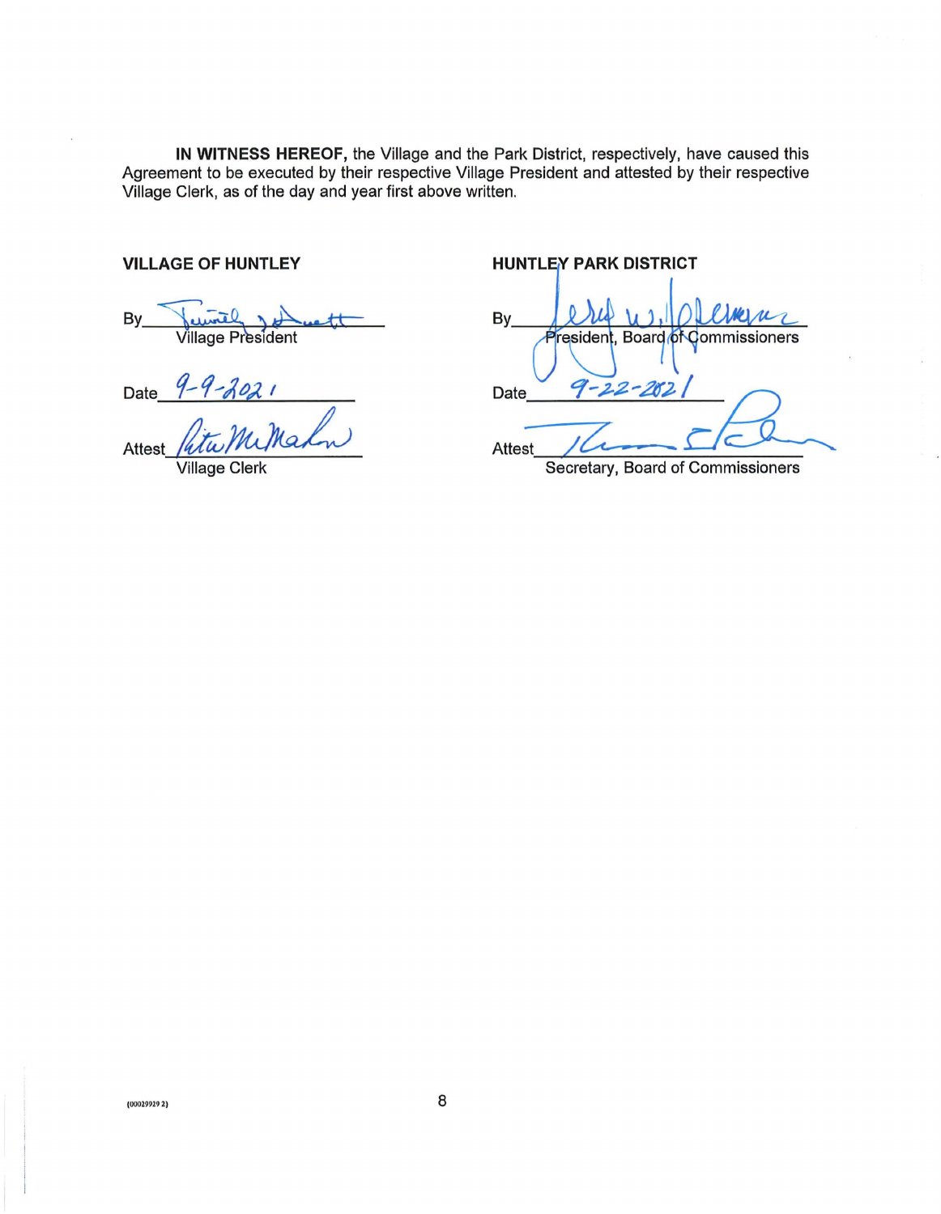**IN WITNESS HEREOF,** the Village and the Park District, respectively, have caused this Agreement to be executed by their respective Village President and attested by their respective Village Clerk, as of the day and year first above written.

**VILLAGE OF HUNTLEY**

By______________________
Village President

Date 9-9-2021

Attest______________________
Village Clerk

**HUNTLEY PARK DISTRICT**

By______________________
President, Board of Commissioners

Date 9-22-2021

Attest______________________
Secretary, Board of Commissioners

{00029929 2}